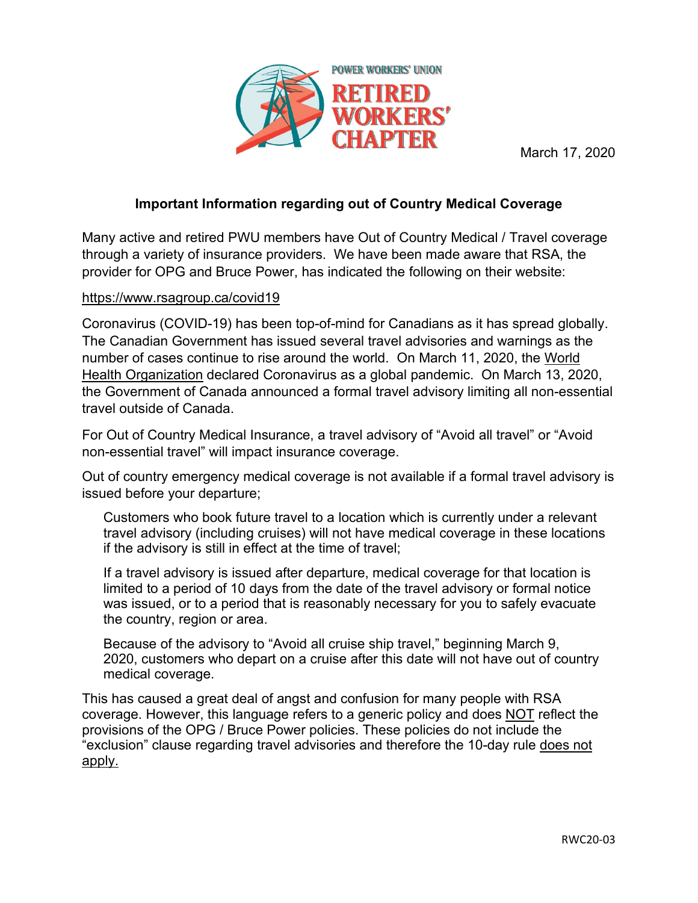POWER WORKERS' UNION
RETIRED WORKERS' CHAPTER

March 17, 2020

## Important Information regarding out of Country Medical Coverage

Many active and retired PWU members have Out of Country Medical / Travel coverage through a variety of insurance providers. We have been made aware that RSA, the provider for OPG and Bruce Power, has indicated the following on their website:

https://www.rsagroup.ca/covid19

Coronavirus (COVID-19) has been top-of-mind for Canadians as it has spread globally. The Canadian Government has issued several travel advisories and warnings as the number of cases continue to rise around the world. On March 11, 2020, the World Health Organization declared Coronavirus as a global pandemic. On March 13, 2020, the Government of Canada announced a formal travel advisory limiting all non-essential travel outside of Canada.

For Out of Country Medical Insurance, a travel advisory of "Avoid all travel" or "Avoid non-essential travel" will impact insurance coverage.

Out of country emergency medical coverage is not available if a formal travel advisory is issued before your departure;

> Customers who book future travel to a location which is currently under a relevant travel advisory (including cruises) will not have medical coverage in these locations if the advisory is still in effect at the time of travel;
>
> If a travel advisory is issued after departure, medical coverage for that location is limited to a period of 10 days from the date of the travel advisory or formal notice was issued, or to a period that is reasonably necessary for you to safely evacuate the country, region or area.
>
> Because of the advisory to "Avoid all cruise ship travel," beginning March 9, 2020, customers who depart on a cruise after this date will not have out of country medical coverage.

This has caused a great deal of angst and confusion for many people with RSA coverage. However, this language refers to a generic policy and does NOT reflect the provisions of the OPG / Bruce Power policies. These policies do not include the "exclusion" clause regarding travel advisories and therefore the 10-day rule does not apply.

RWC20-03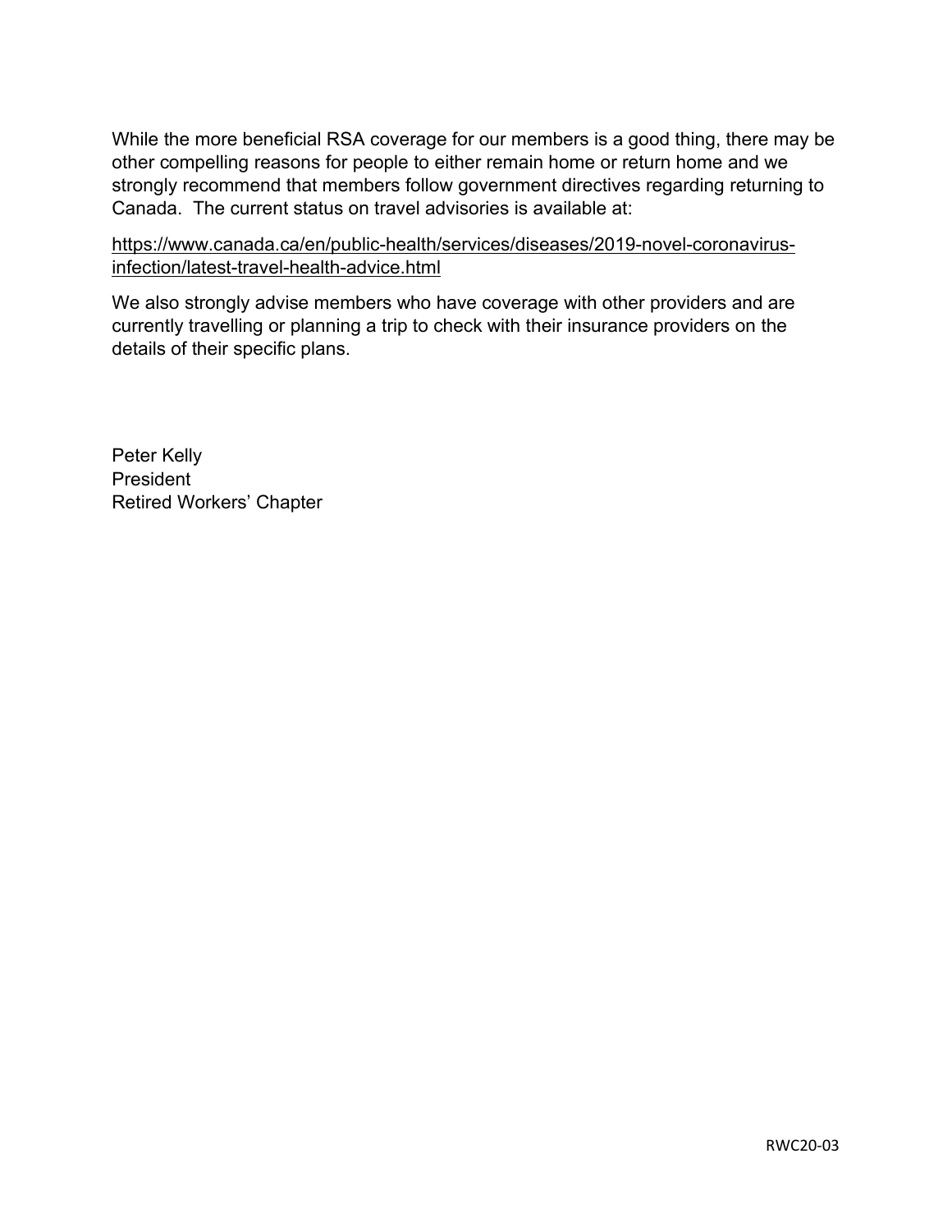While the more beneficial RSA coverage for our members is a good thing, there may be other compelling reasons for people to either remain home or return home and we strongly recommend that members follow government directives regarding returning to Canada. The current status on travel advisories is available at:

https://www.canada.ca/en/public-health/services/diseases/2019-novel-coronavirus-infection/latest-travel-health-advice.html

We also strongly advise members who have coverage with other providers and are currently travelling or planning a trip to check with their insurance providers on the details of their specific plans.

Peter Kelly
President
Retired Workers' Chapter

RWC20-03